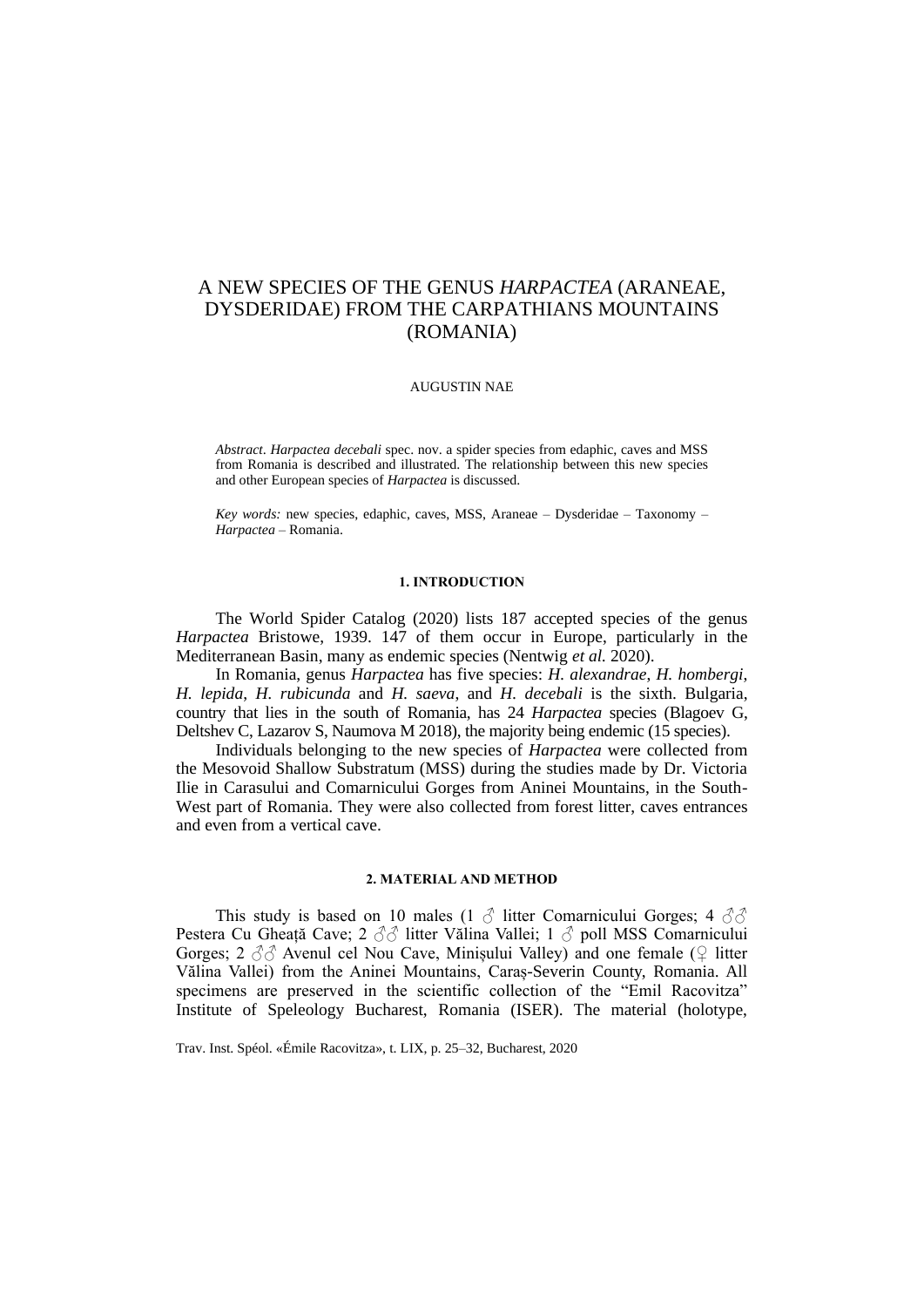# A NEW SPECIES OF THE GENUS *HARPACTEA* (ARANEAE, DYSDERIDAE) FROM THE CARPATHIANS MOUNTAINS (ROMANIA)

AUGUSTIN NAE

*Abstract*. *Harpactea decebali* spec. nov. a spider species from edaphic, caves and MSS from Romania is described and illustrated. The relationship between this new species and other European species of *Harpactea* is discussed.

*Key words:* new species, edaphic, caves, MSS, Araneae – Dysderidae – Taxonomy – *Harpactea* – Romania.

## 1. INTRODUCTION

The World Spider Catalog (2020) lists 187 accepted species of the genus *Harpactea* Bristowe, 1939. 147 of them occur in Europe, particularly in the Mediterranean Basin, many as endemic species (Nentwig *et al.* 2020).

In Romania, genus *Harpactea* has five species: *H. alexandrae*, *H. hombergi*, *H. lepida*, *H. rubicunda* and *H. saeva*, and *H. decebali* is the sixth. Bulgaria, country that lies in the south of Romania, has 24 *Harpactea* species (Blagoev G, Deltshev C, Lazarov S, Naumova M 2018), the majority being endemic (15 species).

Individuals belonging to the new species of *Harpactea* were collected from the Mesovoid Shallow Substratum (MSS) during the studies made by Dr. Victoria Ilie in Carasului and Comarnicului Gorges from Aninei Mountains, in the South-West part of Romania. They were also collected from forest litter, caves entrances and even from a vertical cave.

## 2. MATERIAL AND METHOD

This study is based on 10 males (1 ♂ litter Comarnicului Gorges; 4 ♂♂ Pestera Cu Gheață Cave; 2 ♂♂ litter Vălina Vallei; 1 ♂ poll MSS Comarnicului Gorges; 2 ♂♂ Avenul cel Nou Cave, Minișului Valley) and one female (♀ litter Vălina Vallei) from the Aninei Mountains, Caraș-Severin County, Romania. All specimens are preserved in the scientific collection of the "Emil Racovitza" Institute of Speleology Bucharest, Romania (ISER). The material (holotype,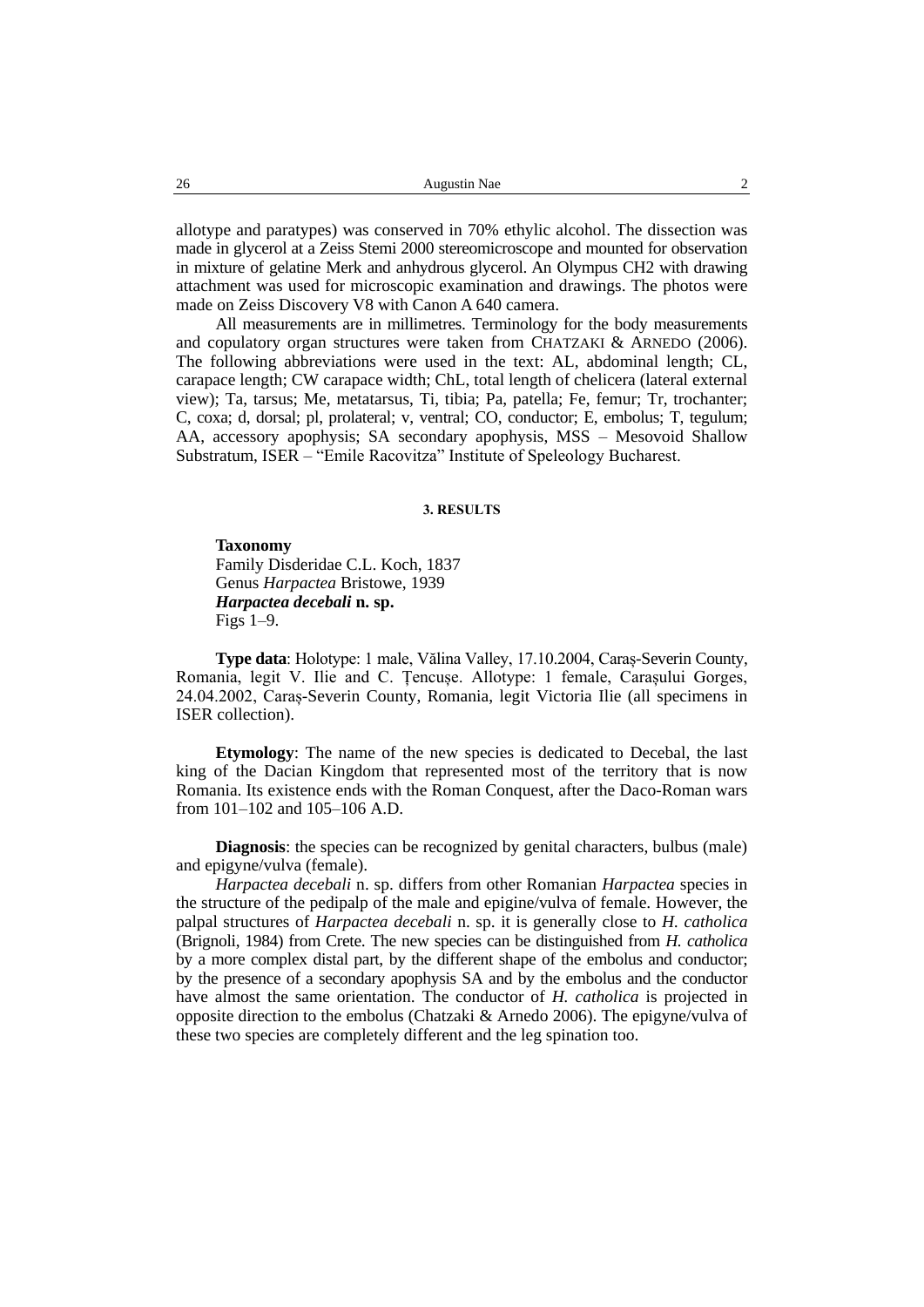allotype and paratypes) was conserved in 70% ethylic alcohol. The dissection was made in glycerol at a Zeiss Stemi 2000 stereomicroscope and mounted for observation in mixture of gelatine Merk and anhydrous glycerol. An Olympus CH2 with drawing attachment was used for microscopic examination and drawings. The photos were made on Zeiss Discovery V8 with Canon A 640 camera.

All measurements are in millimetres. Terminology for the body measurements and copulatory organ structures were taken from CHATZAKI & ARNEDO (2006). The following abbreviations were used in the text: AL, abdominal length; CL, carapace length; CW carapace width; ChL, total length of chelicera (lateral external view); Ta, tarsus; Me, metatarsus, Ti, tibia; Pa, patella; Fe, femur; Tr, trochanter; C, coxa; d, dorsal; pl, prolateral; v, ventral; CO, conductor; E, embolus; T, tegulum; AA, accessory apophysis; SA secondary apophysis, MSS – Mesovoid Shallow Substratum, ISER – "Emile Racovitza" Institute of Speleology Bucharest.

## 3. RESULTS

**Taxonomy**
Family Disderidae C.L. Koch, 1837
Genus *Harpactea* Bristowe, 1939
***Harpactea decebali*** **n. sp.**
Figs 1–9.

**Type data**: Holotype: 1 male, Vălina Valley, 17.10.2004, Caraș-Severin County, Romania, legit V. Ilie and C. Țencușe. Allotype: 1 female, Carașului Gorges, 24.04.2002, Caraș-Severin County, Romania, legit Victoria Ilie (all specimens in ISER collection).

**Etymology**: The name of the new species is dedicated to Decebal, the last king of the Dacian Kingdom that represented most of the territory that is now Romania. Its existence ends with the Roman Conquest, after the Daco-Roman wars from 101–102 and 105–106 A.D.

**Diagnosis**: the species can be recognized by genital characters, bulbus (male) and epigyne/vulva (female).

*Harpactea decebali* n. sp. differs from other Romanian *Harpactea* species in the structure of the pedipalp of the male and epigine/vulva of female. However, the palpal structures of *Harpactea decebali* n. sp. it is generally close to *H. catholica* (Brignoli, 1984) from Crete. The new species can be distinguished from *H. catholica* by a more complex distal part, by the different shape of the embolus and conductor; by the presence of a secondary apophysis SA and by the embolus and the conductor have almost the same orientation. The conductor of *H. catholica* is projected in opposite direction to the embolus (Chatzaki & Arnedo 2006). The epigyne/vulva of these two species are completely different and the leg spination too.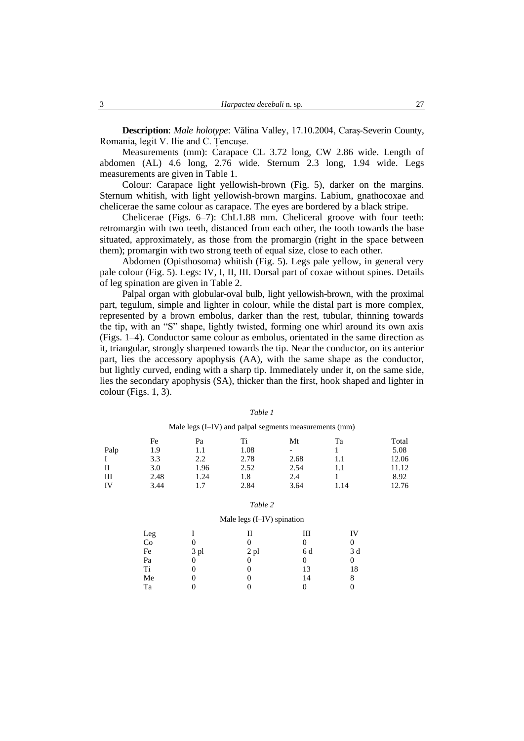**Description**: *Male holotype*: Vălina Valley, 17.10.2004, Caraș-Severin County, Romania, legit V. Ilie and C. Țencușe.

Measurements (mm): Carapace CL 3.72 long, CW 2.86 wide. Length of abdomen (AL) 4.6 long, 2.76 wide. Sternum 2.3 long, 1.94 wide. Legs measurements are given in Table 1.

Colour: Carapace light yellowish-brown (Fig. 5), darker on the margins. Sternum whitish, with light yellowish-brown margins. Labium, gnathocoxae and chelicerae the same colour as carapace. The eyes are bordered by a black stripe.

Chelicerae (Figs. 6–7): ChL1.88 mm. Cheliceral groove with four teeth: retromargin with two teeth, distanced from each other, the tooth towards the base situated, approximately, as those from the promargin (right in the space between them); promargin with two strong teeth of equal size, close to each other.

Abdomen (Opisthosoma) whitish (Fig. 5). Legs pale yellow, in general very pale colour (Fig. 5). Legs: IV, I, II, III. Dorsal part of coxae without spines. Details of leg spination are given in Table 2.

Palpal organ with globular-oval bulb, light yellowish-brown, with the proximal part, tegulum, simple and lighter in colour, while the distal part is more complex, represented by a brown embolus, darker than the rest, tubular, thinning towards the tip, with an "S" shape, lightly twisted, forming one whirl around its own axis (Figs. 1–4). Conductor same colour as embolus, orientated in the same direction as it, triangular, strongly sharpened towards the tip. Near the conductor, on its anterior part, lies the accessory apophysis (AA), with the same shape as the conductor, but lightly curved, ending with a sharp tip. Immediately under it, on the same side, lies the secondary apophysis (SA), thicker than the first, hook shaped and lighter in colour (Figs. 1, 3).

*Table 1*

Male legs (I–IV) and palpal segments measurements (mm)

| | Fe | Pa | Ti | Mt | Ta | Total |
|---|---|---|---|---|---|---|
| Palp | 1.9 | 1.1 | 1.08 | - | 1 | 5.08 |
| I | 3.3 | 2.2 | 2.78 | 2.68 | 1.1 | 12.06 |
| II | 3.0 | 1.96 | 2.52 | 2.54 | 1.1 | 11.12 |
| III | 2.48 | 1.24 | 1.8 | 2.4 | 1 | 8.92 |
| IV | 3.44 | 1.7 | 2.84 | 3.64 | 1.14 | 12.76 |

*Table 2*

Male legs (I–IV) spination

| Leg | I | II | III | IV |
|---|---|---|---|---|
| Co | 0 | 0 | 0 | 0 |
| Fe | 3 pl | 2 pl | 6 d | 3 d |
| Pa | 0 | 0 | 0 | 0 |
| Ti | 0 | 0 | 13 | 18 |
| Me | 0 | 0 | 14 | 8 |
| Ta | 0 | 0 | 0 | 0 |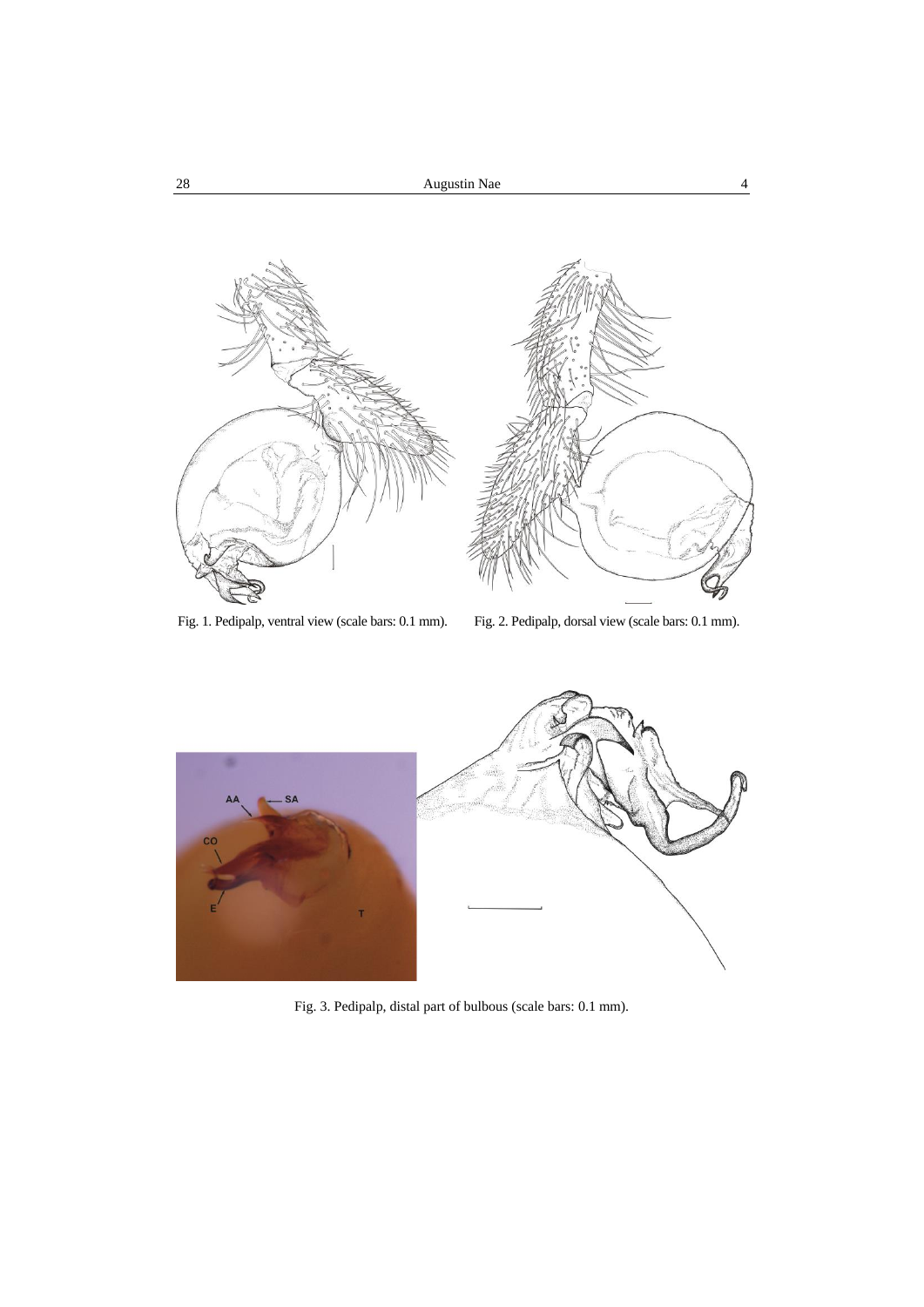Fig. 1. Pedipalp, ventral view (scale bars: 0.1 mm).

Fig. 2. Pedipalp, dorsal view (scale bars: 0.1 mm).

Fig. 3. Pedipalp, distal part of bulbous (scale bars: 0.1 mm).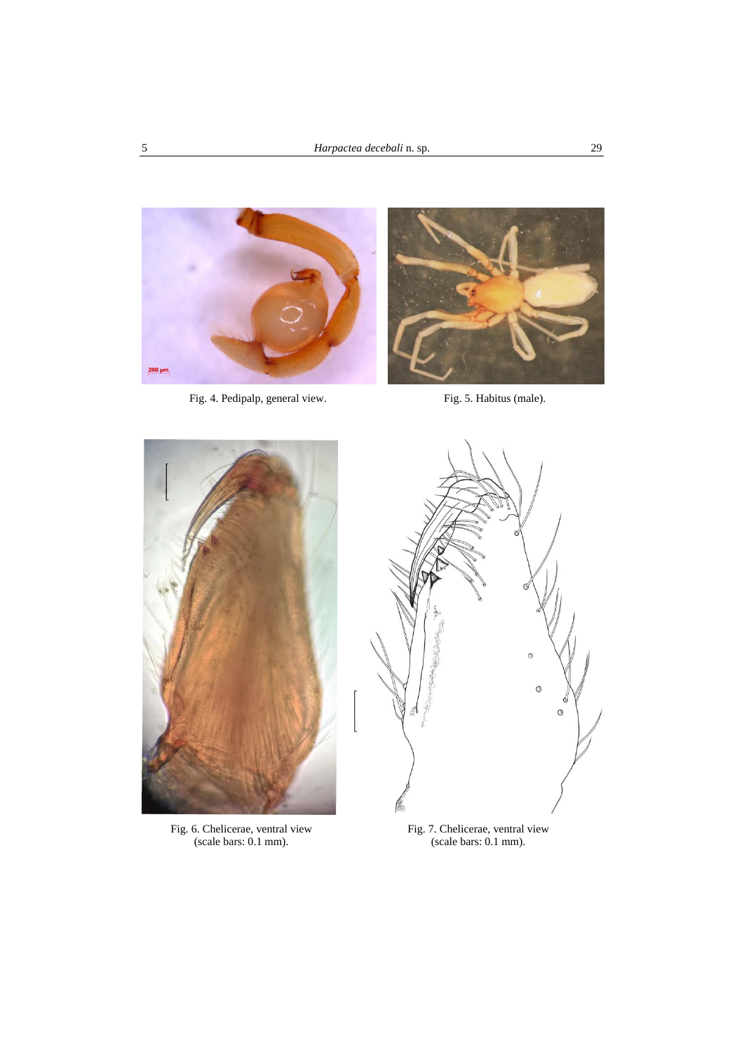Fig. 4. Pedipalp, general view.

Fig. 5. Habitus (male).

Fig. 6. Chelicerae, ventral view (scale bars: 0.1 mm).

Fig. 7. Chelicerae, ventral view (scale bars: 0.1 mm).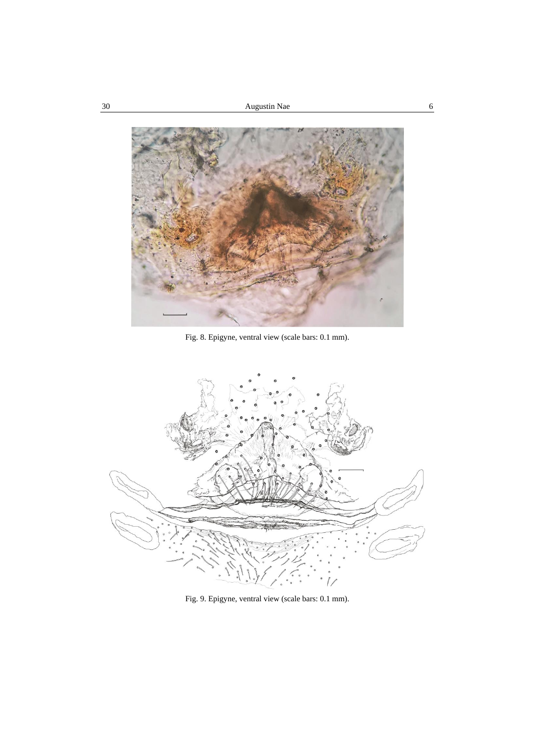Fig. 8. Epigyne, ventral view (scale bars: 0.1 mm).

Fig. 9. Epigyne, ventral view (scale bars: 0.1 mm).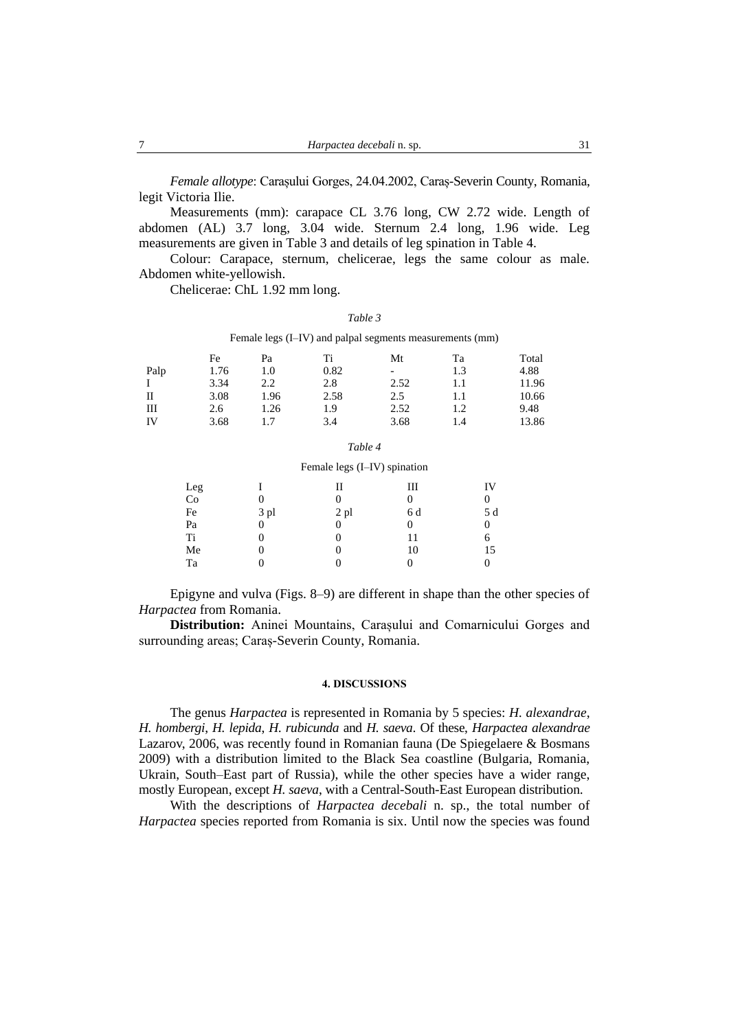*Female allotype*: Carașului Gorges, 24.04.2002, Caraș-Severin County, Romania, legit Victoria Ilie.

Measurements (mm): carapace CL 3.76 long, CW 2.72 wide. Length of abdomen (AL) 3.7 long, 3.04 wide. Sternum 2.4 long, 1.96 wide. Leg measurements are given in Table 3 and details of leg spination in Table 4.

Colour: Carapace, sternum, chelicerae, legs the same colour as male. Abdomen white-yellowish.

Chelicerae: ChL 1.92 mm long.

*Table 3*

Female legs (I–IV) and palpal segments measurements (mm)

| | Fe | Pa | Ti | Mt | Ta | Total |
|---|---|---|---|---|---|---|
| Palp | 1.76 | 1.0 | 0.82 | - | 1.3 | 4.88 |
| I | 3.34 | 2.2 | 2.8 | 2.52 | 1.1 | 11.96 |
| II | 3.08 | 1.96 | 2.58 | 2.5 | 1.1 | 10.66 |
| III | 2.6 | 1.26 | 1.9 | 2.52 | 1.2 | 9.48 |
| IV | 3.68 | 1.7 | 3.4 | 3.68 | 1.4 | 13.86 |

*Table 4*

Female legs (I–IV) spination

| Leg | I | II | III | IV |
|---|---|---|---|---|
| Co | 0 | 0 | 0 | 0 |
| Fe | 3 pl | 2 pl | 6 d | 5 d |
| Pa | 0 | 0 | 0 | 0 |
| Ti | 0 | 0 | 11 | 6 |
| Me | 0 | 0 | 10 | 15 |
| Ta | 0 | 0 | 0 | 0 |

Epigyne and vulva (Figs. 8–9) are different in shape than the other species of *Harpactea* from Romania.

**Distribution:** Aninei Mountains, Carașului and Comarnicului Gorges and surrounding areas; Caraș-Severin County, Romania.

## 4. DISCUSSIONS

The genus *Harpactea* is represented in Romania by 5 species: *H. alexandrae*, *H. hombergi*, *H. lepida*, *H. rubicunda* and *H. saeva*. Of these, *Harpactea alexandrae* Lazarov, 2006, was recently found in Romanian fauna (De Spiegelaere & Bosmans 2009) with a distribution limited to the Black Sea coastline (Bulgaria, Romania, Ukrain, South–East part of Russia), while the other species have a wider range, mostly European, except *H. saeva*, with a Central-South-East European distribution.

With the descriptions of *Harpactea decebali* n. sp., the total number of *Harpactea* species reported from Romania is six. Until now the species was found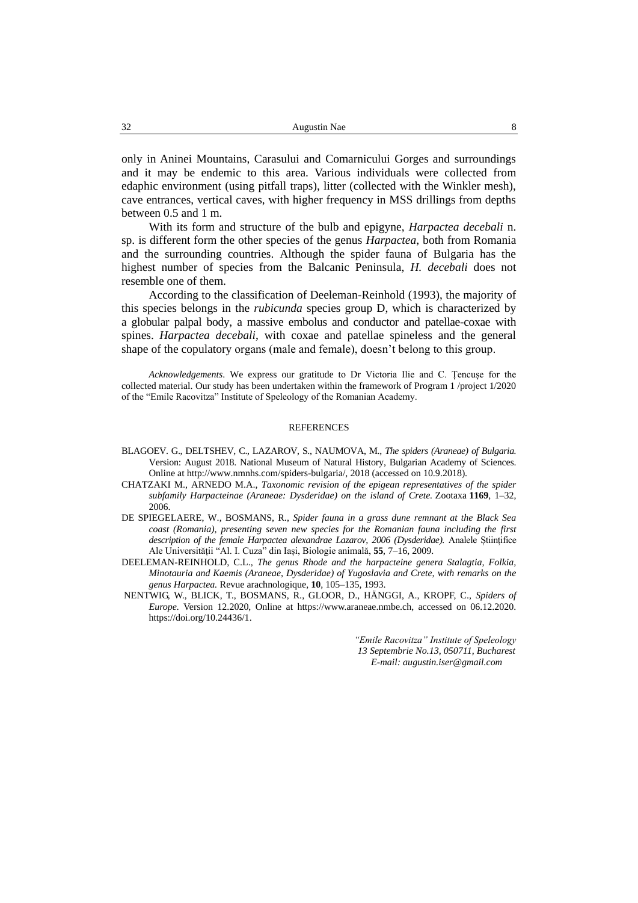only in Aninei Mountains, Carasului and Comarnicului Gorges and surroundings and it may be endemic to this area. Various individuals were collected from edaphic environment (using pitfall traps), litter (collected with the Winkler mesh), cave entrances, vertical caves, with higher frequency in MSS drillings from depths between 0.5 and 1 m.

With its form and structure of the bulb and epigyne, *Harpactea decebali* n. sp. is different form the other species of the genus *Harpactea*, both from Romania and the surrounding countries. Although the spider fauna of Bulgaria has the highest number of species from the Balcanic Peninsula, *H. decebali* does not resemble one of them.

According to the classification of Deeleman-Reinhold (1993), the majority of this species belongs in the *rubicunda* species group D, which is characterized by a globular palpal body, a massive embolus and conductor and patellae-coxae with spines. *Harpactea decebali*, with coxae and patellae spineless and the general shape of the copulatory organs (male and female), doesn't belong to this group.

*Acknowledgements*. We express our gratitude to Dr Victoria Ilie and C. Țencușe for the collected material. Our study has been undertaken within the framework of Program 1 /project 1/2020 of the "Emile Racovitza" Institute of Speleology of the Romanian Academy.

## REFERENCES

BLAGOEV. G., DELTSHEV, C., LAZAROV, S., NAUMOVA, M., *The spiders (Araneae) of Bulgaria.* Version: August 2018. National Museum of Natural History, Bulgarian Academy of Sciences. Online at http://www.nmnhs.com/spiders-bulgaria/, 2018 (accessed on 10.9.2018).

CHATZAKI M., ARNEDO M.A., *Taxonomic revision of the epigean representatives of the spider subfamily Harpacteinae (Araneae: Dysderidae) on the island of Crete.* Zootaxa **1169**, 1–32, 2006.

DE SPIEGELAERE, W., BOSMANS, R., *Spider fauna in a grass dune remnant at the Black Sea coast (Romania), presenting seven new species for the Romanian fauna including the first description of the female Harpactea alexandrae Lazarov, 2006 (Dysderidae).* Analele Științifice Ale Universității "Al. I. Cuza" din Iași, Biologie animală, **55**, 7–16, 2009.

DEELEMAN-REINHOLD, C.L., *The genus Rhode and the harpacteine genera Stalagtia, Folkia, Minotauria and Kaemis (Araneae, Dysderidae) of Yugoslavia and Crete, with remarks on the genus Harpactea.* Revue arachnologique, **10**, 105–135, 1993.

NENTWIG, W., BLICK, T., BOSMANS, R., GLOOR, D., HÄNGGI, A., KROPF, C., *Spiders of Europe*. Version 12.2020, Online at https://www.araneae.nmbe.ch, accessed on 06.12.2020. https://doi.org/10.24436/1.

*"Emile Racovitza" Institute of Speleology*
*13 Septembrie No.13, 050711, Bucharest*
*E-mail: augustin.iser@gmail.com*